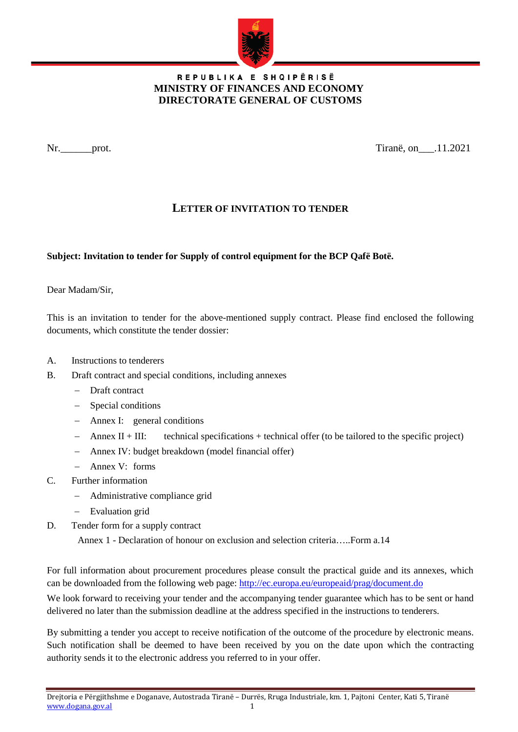**REPUBLIKA E SHQIPËRISË**
**MINISTRY OF FINANCES AND ECONOMY**
**DIRECTORATE GENERAL OF CUSTOMS**

Nr.______prot. Tiranë, on___.11.2021

## LETTER OF INVITATION TO TENDER

**Subject: Invitation to tender for Supply of control equipment for the BCP Qafë Botë.**

Dear Madam/Sir,

This is an invitation to tender for the above-mentioned supply contract. Please find enclosed the following documents, which constitute the tender dossier:

A. Instructions to tenderers

B. Draft contract and special conditions, including annexes
   - Draft contract
   - Special conditions
   - Annex I: general conditions
   - Annex II + III: technical specifications + technical offer (to be tailored to the specific project)
   - Annex IV: budget breakdown (model financial offer)
   - Annex V: forms

C. Further information
   - Administrative compliance grid
   - Evaluation grid

D. Tender form for a supply contract

   Annex 1 - Declaration of honour on exclusion and selection criteria…..Form a.14

For full information about procurement procedures please consult the practical guide and its annexes, which can be downloaded from the following web page: http://ec.europa.eu/europeaid/prag/document.do

We look forward to receiving your tender and the accompanying tender guarantee which has to be sent or hand delivered no later than the submission deadline at the address specified in the instructions to tenderers.

By submitting a tender you accept to receive notification of the outcome of the procedure by electronic means. Such notification shall be deemed to have been received by you on the date upon which the contracting authority sends it to the electronic address you referred to in your offer.

Drejtoria e Përgjithshme e Doganave, Autostrada Tiranë – Durrës, Rruga Industriale, km. 1, Pajtoni Center, Kati 5, Tiranë
www.dogana.gov.al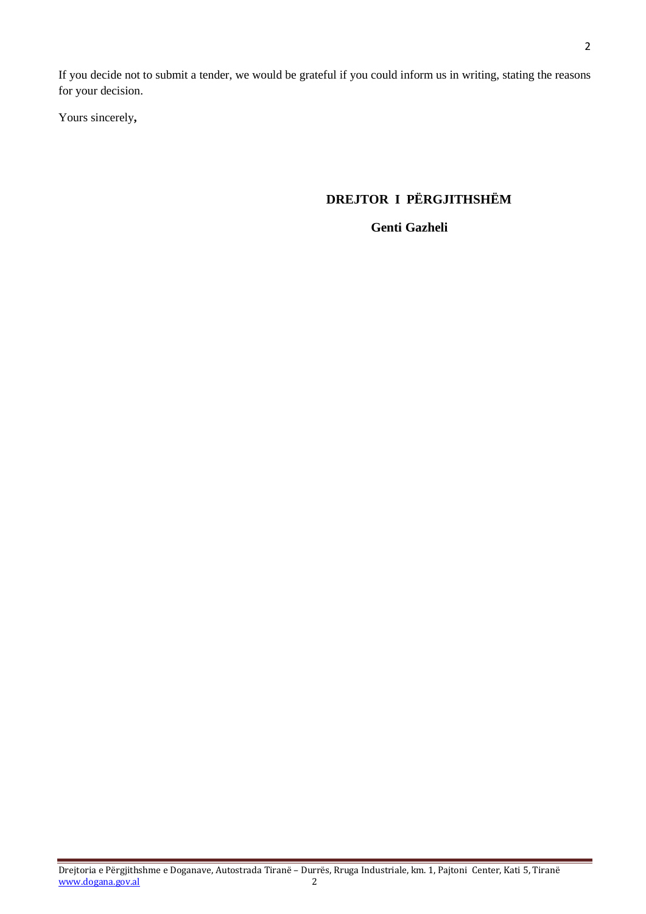If you decide not to submit a tender, we would be grateful if you could inform us in writing, stating the reasons for your decision.

Yours sincerely**,**

**DREJTOR I PËRGJITHSHËM**

**Genti Gazheli**